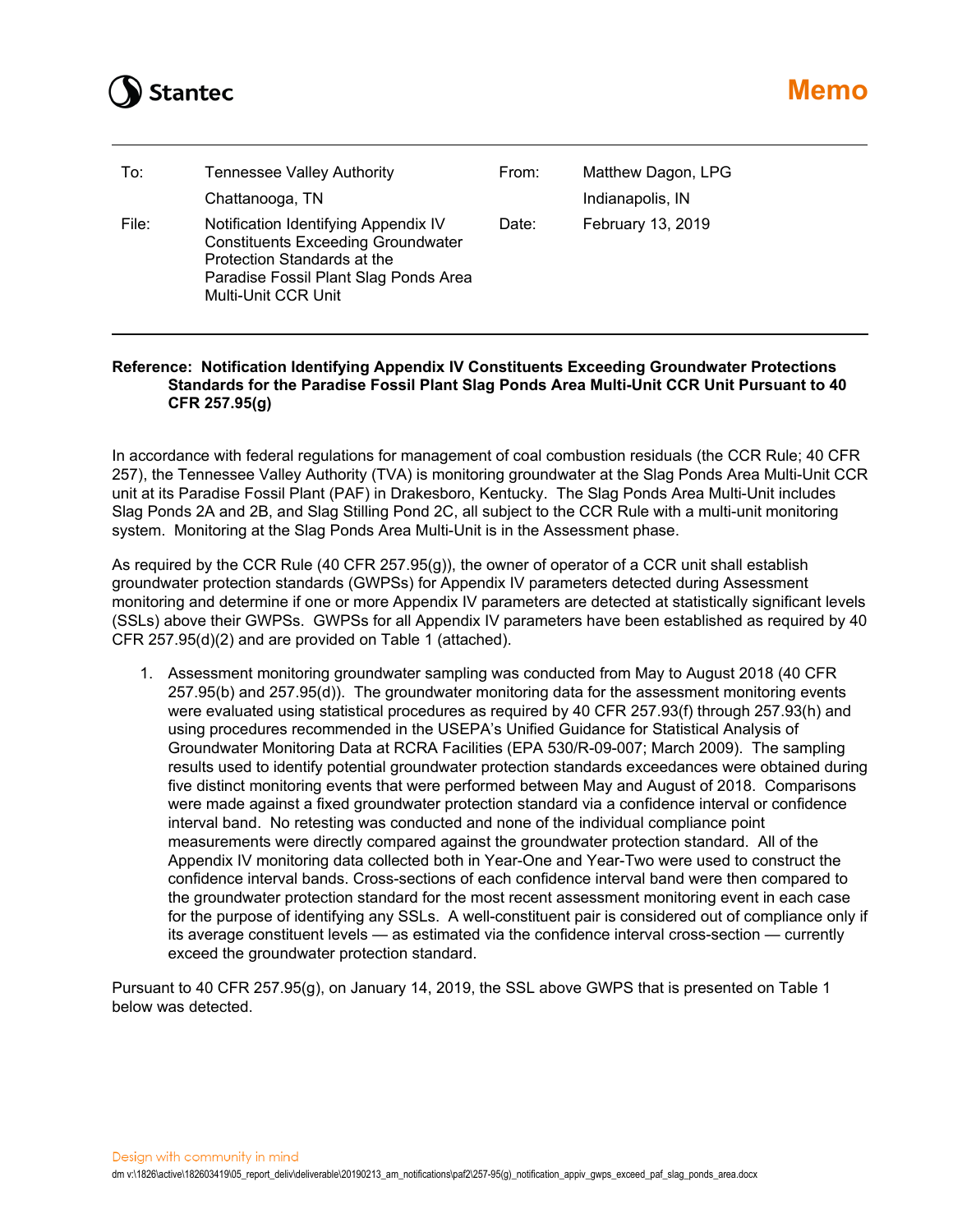# Memo

| To: | Tennessee Valley Authority<br>Chattanooga, TN | From: | Matthew Dagon, LPG<br>Indianapolis, IN |
|---|---|---|---|
| File: | Notification Identifying Appendix IV Constituents Exceeding Groundwater Protection Standards at the Paradise Fossil Plant Slag Ponds Area Multi-Unit CCR Unit | Date: | February 13, 2019 |

**Reference: Notification Identifying Appendix IV Constituents Exceeding Groundwater Protections Standards for the Paradise Fossil Plant Slag Ponds Area Multi-Unit CCR Unit Pursuant to 40 CFR 257.95(g)**

In accordance with federal regulations for management of coal combustion residuals (the CCR Rule; 40 CFR 257), the Tennessee Valley Authority (TVA) is monitoring groundwater at the Slag Ponds Area Multi-Unit CCR unit at its Paradise Fossil Plant (PAF) in Drakesboro, Kentucky. The Slag Ponds Area Multi-Unit includes Slag Ponds 2A and 2B, and Slag Stilling Pond 2C, all subject to the CCR Rule with a multi-unit monitoring system. Monitoring at the Slag Ponds Area Multi-Unit is in the Assessment phase.

As required by the CCR Rule (40 CFR 257.95(g)), the owner of operator of a CCR unit shall establish groundwater protection standards (GWPSs) for Appendix IV parameters detected during Assessment monitoring and determine if one or more Appendix IV parameters are detected at statistically significant levels (SSLs) above their GWPSs. GWPSs for all Appendix IV parameters have been established as required by 40 CFR 257.95(d)(2) and are provided on Table 1 (attached).

1. Assessment monitoring groundwater sampling was conducted from May to August 2018 (40 CFR 257.95(b) and 257.95(d)). The groundwater monitoring data for the assessment monitoring events were evaluated using statistical procedures as required by 40 CFR 257.93(f) through 257.93(h) and using procedures recommended in the USEPA's Unified Guidance for Statistical Analysis of Groundwater Monitoring Data at RCRA Facilities (EPA 530/R-09-007; March 2009). The sampling results used to identify potential groundwater protection standards exceedances were obtained during five distinct monitoring events that were performed between May and August of 2018. Comparisons were made against a fixed groundwater protection standard via a confidence interval or confidence interval band. No retesting was conducted and none of the individual compliance point measurements were directly compared against the groundwater protection standard. All of the Appendix IV monitoring data collected both in Year-One and Year-Two were used to construct the confidence interval bands. Cross-sections of each confidence interval band were then compared to the groundwater protection standard for the most recent assessment monitoring event in each case for the purpose of identifying any SSLs. A well-constituent pair is considered out of compliance only if its average constituent levels — as estimated via the confidence interval cross-section — currently exceed the groundwater protection standard.

Pursuant to 40 CFR 257.95(g), on January 14, 2019, the SSL above GWPS that is presented on Table 1 below was detected.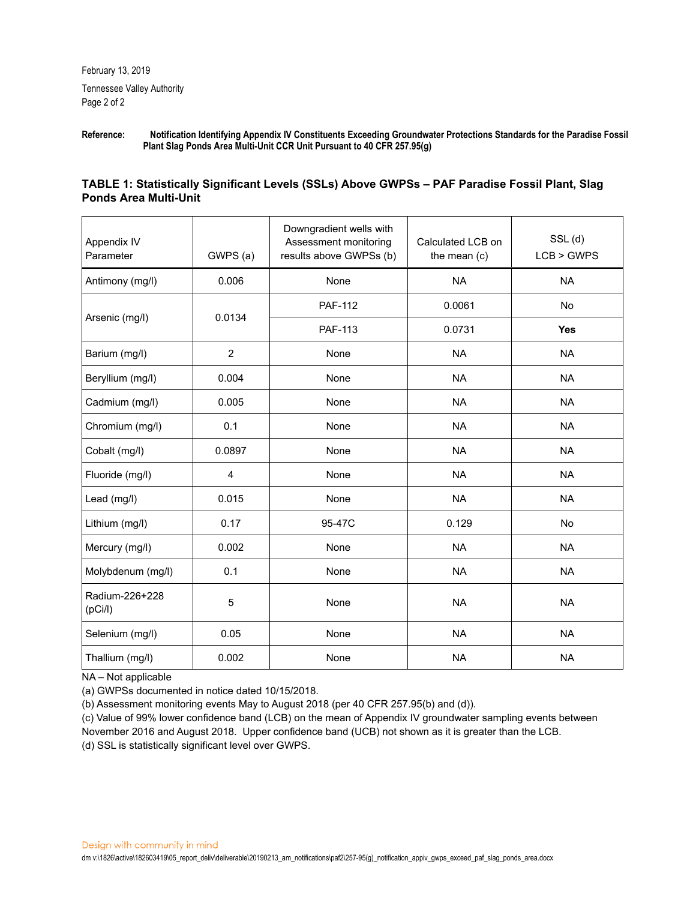February 13, 2019

Tennessee Valley Authority

**Reference: Notification Identifying Appendix IV Constituents Exceeding Groundwater Protections Standards for the Paradise Fossil Plant Slag Ponds Area Multi-Unit CCR Unit Pursuant to 40 CFR 257.95(g)**

### TABLE 1: Statistically Significant Levels (SSLs) Above GWPSs – PAF Paradise Fossil Plant, Slag Ponds Area Multi-Unit

| Appendix IV Parameter | GWPS (a) | Downgradient wells with Assessment monitoring results above GWPSs (b) | Calculated LCB on the mean (c) | SSL (d) LCB > GWPS |
|---|---|---|---|---|
| Antimony (mg/l) | 0.006 | None | NA | NA |
| Arsenic (mg/l) | 0.0134 | PAF-112 | 0.0061 | No |
| | | PAF-113 | 0.0731 | **Yes** |
| Barium (mg/l) | 2 | None | NA | NA |
| Beryllium (mg/l) | 0.004 | None | NA | NA |
| Cadmium (mg/l) | 0.005 | None | NA | NA |
| Chromium (mg/l) | 0.1 | None | NA | NA |
| Cobalt (mg/l) | 0.0897 | None | NA | NA |
| Fluoride (mg/l) | 4 | None | NA | NA |
| Lead (mg/l) | 0.015 | None | NA | NA |
| Lithium (mg/l) | 0.17 | 95-47C | 0.129 | No |
| Mercury (mg/l) | 0.002 | None | NA | NA |
| Molybdenum (mg/l) | 0.1 | None | NA | NA |
| Radium-226+228 (pCi/l) | 5 | None | NA | NA |
| Selenium (mg/l) | 0.05 | None | NA | NA |
| Thallium (mg/l) | 0.002 | None | NA | NA |

NA – Not applicable

(a) GWPSs documented in notice dated 10/15/2018.

(b) Assessment monitoring events May to August 2018 (per 40 CFR 257.95(b) and (d)).

(c) Value of 99% lower confidence band (LCB) on the mean of Appendix IV groundwater sampling events between November 2016 and August 2018. Upper confidence band (UCB) not shown as it is greater than the LCB.

(d) SSL is statistically significant level over GWPS.

Design with community in mind

dm v:\1826\active\182603419\05_report_deliv\deliverable\20190213_am_notifications\paf2\257-95(g)_notification_appiv_gwps_exceed_paf_slag_ponds_area.docx